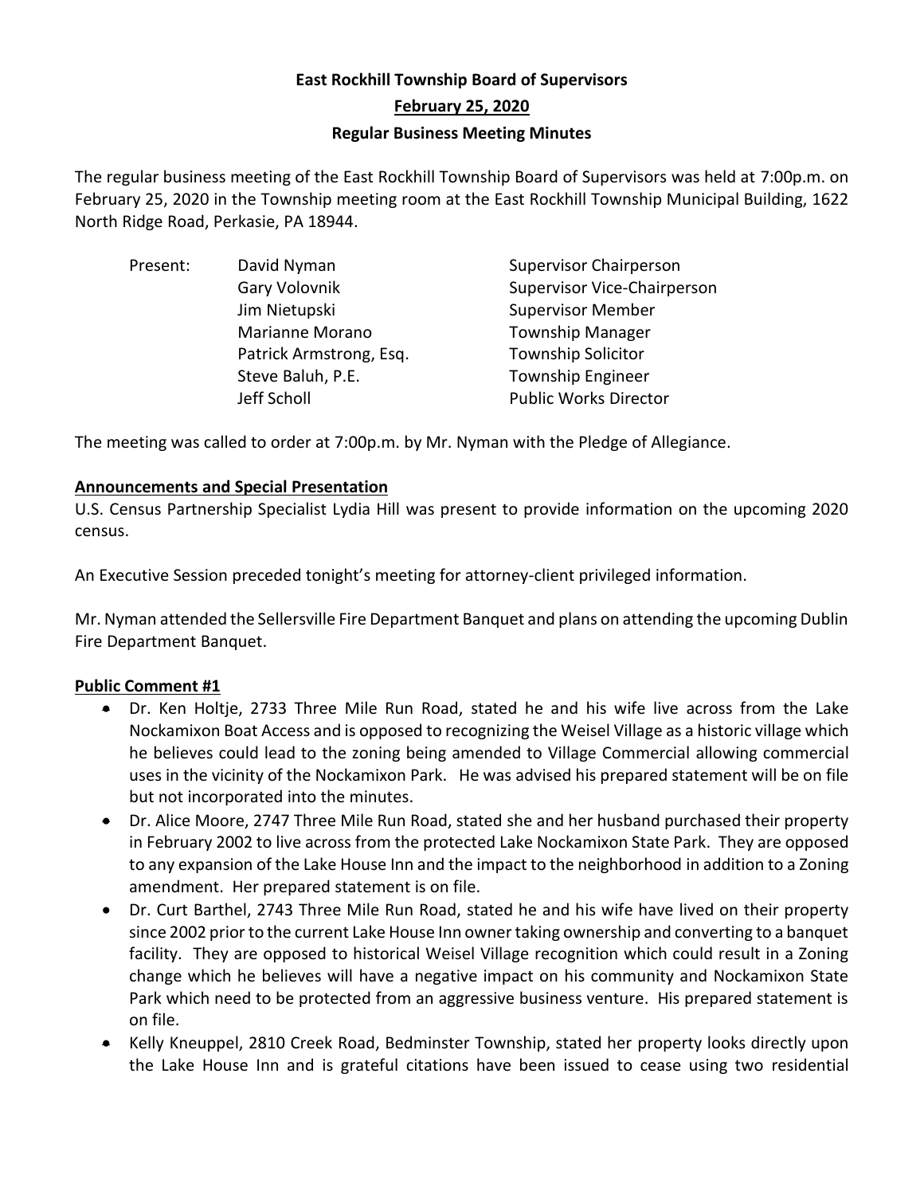**East Rockhill Township Board of Supervisors**

**February 25, 2020**

**Regular Business Meeting Minutes**

The regular business meeting of the East Rockhill Township Board of Supervisors was held at 7:00p.m. on February 25, 2020 in the Township meeting room at the East Rockhill Township Municipal Building, 1622 North Ridge Road, Perkasie, PA 18944.

| Present: | David Nyman | Supervisor Chairperson |
|---|---|---|
| | Gary Volovnik | Supervisor Vice-Chairperson |
| | Jim Nietupski | Supervisor Member |
| | Marianne Morano | Township Manager |
| | Patrick Armstrong, Esq. | Township Solicitor |
| | Steve Baluh, P.E. | Township Engineer |
| | Jeff Scholl | Public Works Director |

The meeting was called to order at 7:00p.m. by Mr. Nyman with the Pledge of Allegiance.

**Announcements and Special Presentation**

U.S. Census Partnership Specialist Lydia Hill was present to provide information on the upcoming 2020 census.

An Executive Session preceded tonight's meeting for attorney-client privileged information.

Mr. Nyman attended the Sellersville Fire Department Banquet and plans on attending the upcoming Dublin Fire Department Banquet.

**Public Comment #1**

- Dr. Ken Holtje, 2733 Three Mile Run Road, stated he and his wife live across from the Lake Nockamixon Boat Access and is opposed to recognizing the Weisel Village as a historic village which he believes could lead to the zoning being amended to Village Commercial allowing commercial uses in the vicinity of the Nockamixon Park. He was advised his prepared statement will be on file but not incorporated into the minutes.
- Dr. Alice Moore, 2747 Three Mile Run Road, stated she and her husband purchased their property in February 2002 to live across from the protected Lake Nockamixon State Park. They are opposed to any expansion of the Lake House Inn and the impact to the neighborhood in addition to a Zoning amendment. Her prepared statement is on file.
- Dr. Curt Barthel, 2743 Three Mile Run Road, stated he and his wife have lived on their property since 2002 prior to the current Lake House Inn owner taking ownership and converting to a banquet facility. They are opposed to historical Weisel Village recognition which could result in a Zoning change which he believes will have a negative impact on his community and Nockamixon State Park which need to be protected from an aggressive business venture. His prepared statement is on file.
- Kelly Kneuppel, 2810 Creek Road, Bedminster Township, stated her property looks directly upon the Lake House Inn and is grateful citations have been issued to cease using two residential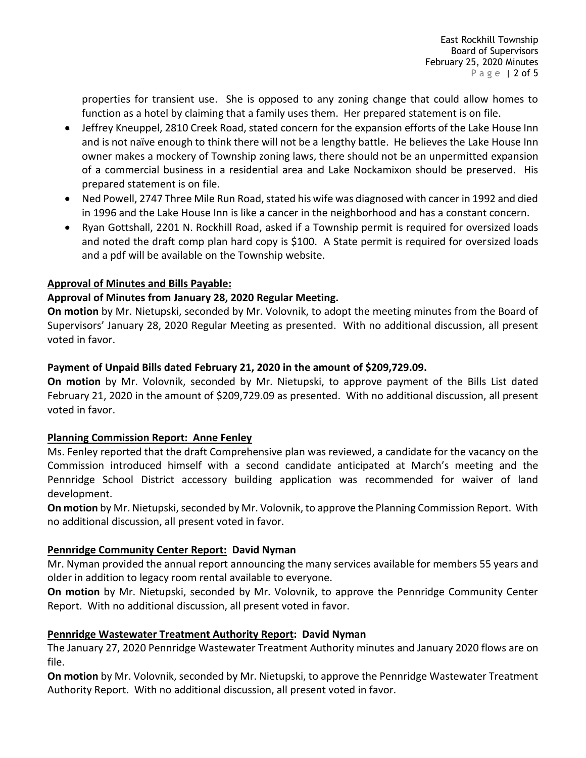properties for transient use. She is opposed to any zoning change that could allow homes to function as a hotel by claiming that a family uses them. Her prepared statement is on file.

- Jeffrey Kneuppel, 2810 Creek Road, stated concern for the expansion efforts of the Lake House Inn and is not naïve enough to think there will not be a lengthy battle. He believes the Lake House Inn owner makes a mockery of Township zoning laws, there should not be an unpermitted expansion of a commercial business in a residential area and Lake Nockamixon should be preserved. His prepared statement is on file.
- Ned Powell, 2747 Three Mile Run Road, stated his wife was diagnosed with cancer in 1992 and died in 1996 and the Lake House Inn is like a cancer in the neighborhood and has a constant concern.
- Ryan Gottshall, 2201 N. Rockhill Road, asked if a Township permit is required for oversized loads and noted the draft comp plan hard copy is $100. A State permit is required for oversized loads and a pdf will be available on the Township website.

**Approval of Minutes and Bills Payable:**

**Approval of Minutes from January 28, 2020 Regular Meeting.**

**On motion** by Mr. Nietupski, seconded by Mr. Volovnik, to adopt the meeting minutes from the Board of Supervisors' January 28, 2020 Regular Meeting as presented. With no additional discussion, all present voted in favor.

**Payment of Unpaid Bills dated February 21, 2020 in the amount of $209,729.09.**

**On motion** by Mr. Volovnik, seconded by Mr. Nietupski, to approve payment of the Bills List dated February 21, 2020 in the amount of $209,729.09 as presented. With no additional discussion, all present voted in favor.

**Planning Commission Report: Anne Fenley**

Ms. Fenley reported that the draft Comprehensive plan was reviewed, a candidate for the vacancy on the Commission introduced himself with a second candidate anticipated at March's meeting and the Pennridge School District accessory building application was recommended for waiver of land development.

**On motion** by Mr. Nietupski, seconded by Mr. Volovnik, to approve the Planning Commission Report. With no additional discussion, all present voted in favor.

**Pennridge Community Center Report: David Nyman**

Mr. Nyman provided the annual report announcing the many services available for members 55 years and older in addition to legacy room rental available to everyone.

**On motion** by Mr. Nietupski, seconded by Mr. Volovnik, to approve the Pennridge Community Center Report. With no additional discussion, all present voted in favor.

**Pennridge Wastewater Treatment Authority Report: David Nyman**

The January 27, 2020 Pennridge Wastewater Treatment Authority minutes and January 2020 flows are on file.

**On motion** by Mr. Volovnik, seconded by Mr. Nietupski, to approve the Pennridge Wastewater Treatment Authority Report. With no additional discussion, all present voted in favor.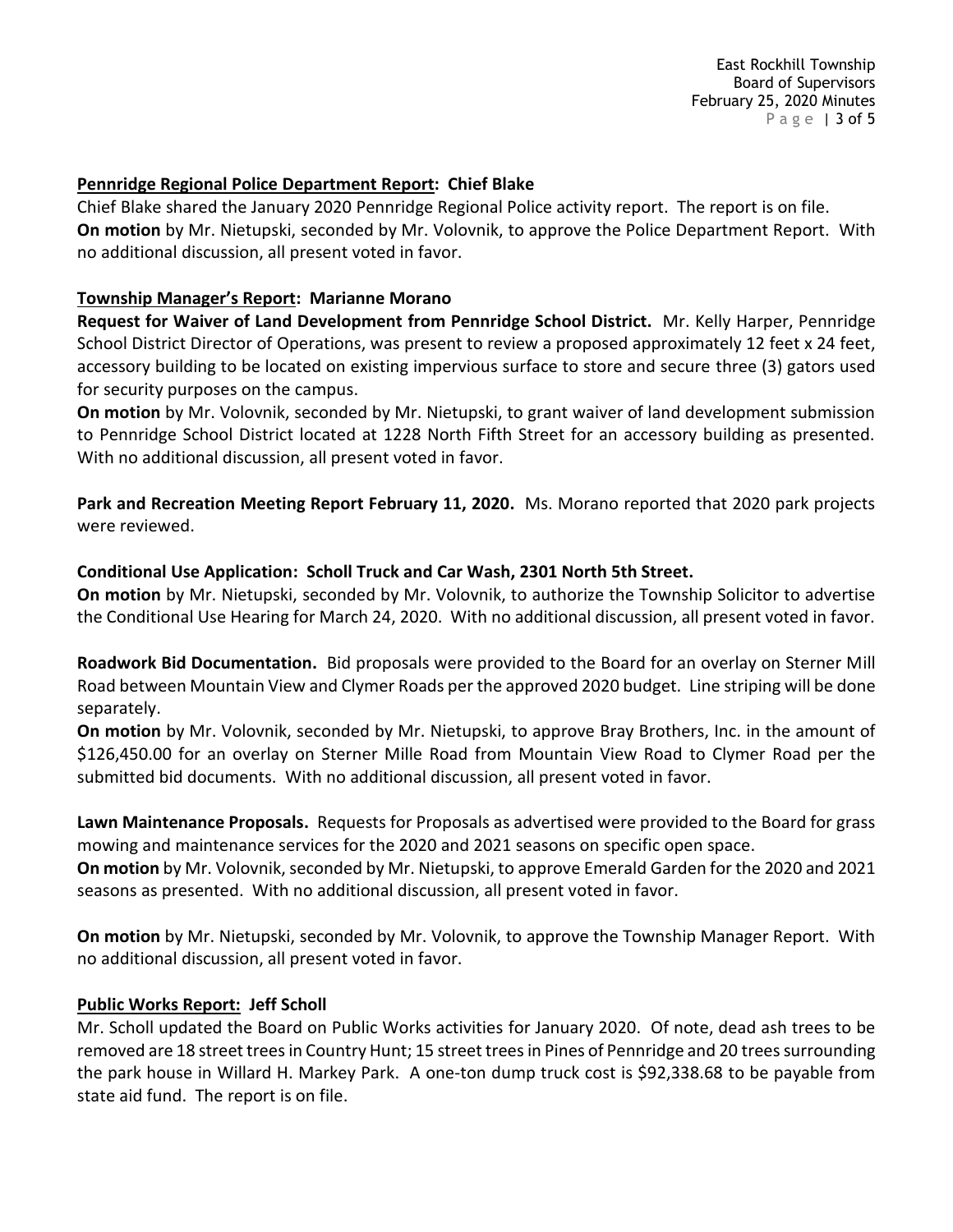**<u>Pennridge Regional Police Department Report</u>: Chief Blake**

Chief Blake shared the January 2020 Pennridge Regional Police activity report. The report is on file.
**On motion** by Mr. Nietupski, seconded by Mr. Volovnik, to approve the Police Department Report. With no additional discussion, all present voted in favor.

**<u>Township Manager's Report</u>: Marianne Morano**

**Request for Waiver of Land Development from Pennridge School District.** Mr. Kelly Harper, Pennridge School District Director of Operations, was present to review a proposed approximately 12 feet x 24 feet, accessory building to be located on existing impervious surface to store and secure three (3) gators used for security purposes on the campus.
**On motion** by Mr. Volovnik, seconded by Mr. Nietupski, to grant waiver of land development submission to Pennridge School District located at 1228 North Fifth Street for an accessory building as presented. With no additional discussion, all present voted in favor.

**Park and Recreation Meeting Report February 11, 2020.** Ms. Morano reported that 2020 park projects were reviewed.

**Conditional Use Application: Scholl Truck and Car Wash, 2301 North 5th Street.**
**On motion** by Mr. Nietupski, seconded by Mr. Volovnik, to authorize the Township Solicitor to advertise the Conditional Use Hearing for March 24, 2020. With no additional discussion, all present voted in favor.

**Roadwork Bid Documentation.** Bid proposals were provided to the Board for an overlay on Sterner Mill Road between Mountain View and Clymer Roads per the approved 2020 budget. Line striping will be done separately.
**On motion** by Mr. Volovnik, seconded by Mr. Nietupski, to approve Bray Brothers, Inc. in the amount of $126,450.00 for an overlay on Sterner Mille Road from Mountain View Road to Clymer Road per the submitted bid documents. With no additional discussion, all present voted in favor.

**Lawn Maintenance Proposals.** Requests for Proposals as advertised were provided to the Board for grass mowing and maintenance services for the 2020 and 2021 seasons on specific open space.
**On motion** by Mr. Volovnik, seconded by Mr. Nietupski, to approve Emerald Garden for the 2020 and 2021 seasons as presented. With no additional discussion, all present voted in favor.

**On motion** by Mr. Nietupski, seconded by Mr. Volovnik, to approve the Township Manager Report. With no additional discussion, all present voted in favor.

**<u>Public Works Report</u>: Jeff Scholl**

Mr. Scholl updated the Board on Public Works activities for January 2020. Of note, dead ash trees to be removed are 18 street trees in Country Hunt; 15 street trees in Pines of Pennridge and 20 trees surrounding the park house in Willard H. Markey Park. A one-ton dump truck cost is $92,338.68 to be payable from state aid fund. The report is on file.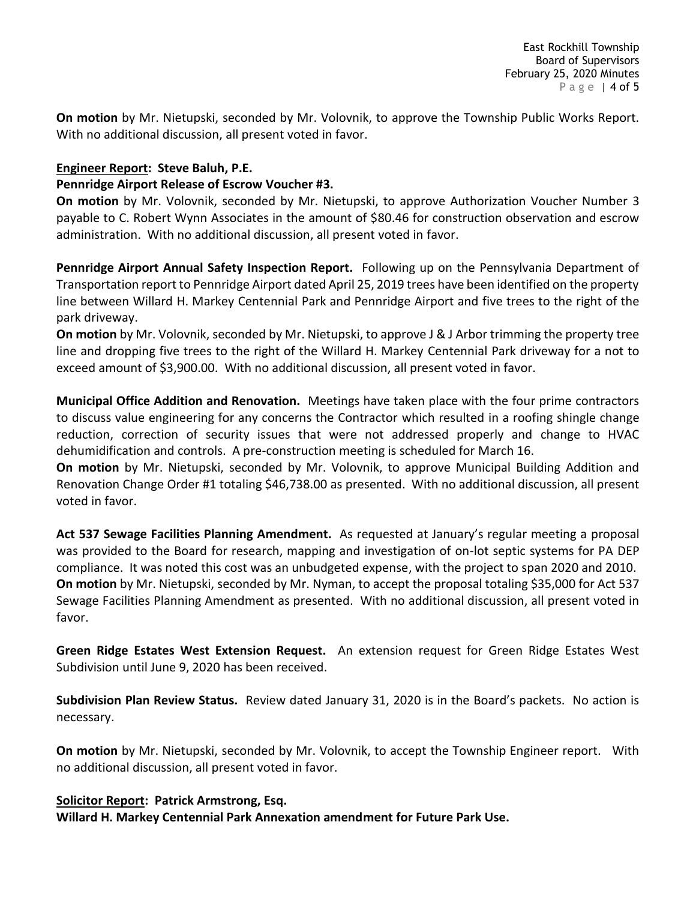**On motion** by Mr. Nietupski, seconded by Mr. Volovnik, to approve the Township Public Works Report. With no additional discussion, all present voted in favor.

**<u>Engineer Report</u>: Steve Baluh, P.E.**

**Pennridge Airport Release of Escrow Voucher #3.**

**On motion** by Mr. Volovnik, seconded by Mr. Nietupski, to approve Authorization Voucher Number 3 payable to C. Robert Wynn Associates in the amount of $80.46 for construction observation and escrow administration. With no additional discussion, all present voted in favor.

**Pennridge Airport Annual Safety Inspection Report.** Following up on the Pennsylvania Department of Transportation report to Pennridge Airport dated April 25, 2019 trees have been identified on the property line between Willard H. Markey Centennial Park and Pennridge Airport and five trees to the right of the park driveway.

**On motion** by Mr. Volovnik, seconded by Mr. Nietupski, to approve J & J Arbor trimming the property tree line and dropping five trees to the right of the Willard H. Markey Centennial Park driveway for a not to exceed amount of $3,900.00. With no additional discussion, all present voted in favor.

**Municipal Office Addition and Renovation.** Meetings have taken place with the four prime contractors to discuss value engineering for any concerns the Contractor which resulted in a roofing shingle change reduction, correction of security issues that were not addressed properly and change to HVAC dehumidification and controls. A pre-construction meeting is scheduled for March 16.

**On motion** by Mr. Nietupski, seconded by Mr. Volovnik, to approve Municipal Building Addition and Renovation Change Order #1 totaling $46,738.00 as presented. With no additional discussion, all present voted in favor.

**Act 537 Sewage Facilities Planning Amendment.** As requested at January's regular meeting a proposal was provided to the Board for research, mapping and investigation of on-lot septic systems for PA DEP compliance. It was noted this cost was an unbudgeted expense, with the project to span 2020 and 2010.

**On motion** by Mr. Nietupski, seconded by Mr. Nyman, to accept the proposal totaling $35,000 for Act 537 Sewage Facilities Planning Amendment as presented. With no additional discussion, all present voted in favor.

**Green Ridge Estates West Extension Request.** An extension request for Green Ridge Estates West Subdivision until June 9, 2020 has been received.

**Subdivision Plan Review Status.** Review dated January 31, 2020 is in the Board's packets. No action is necessary.

**On motion** by Mr. Nietupski, seconded by Mr. Volovnik, to accept the Township Engineer report. With no additional discussion, all present voted in favor.

**<u>Solicitor Report</u>: Patrick Armstrong, Esq.**

**Willard H. Markey Centennial Park Annexation amendment for Future Park Use.**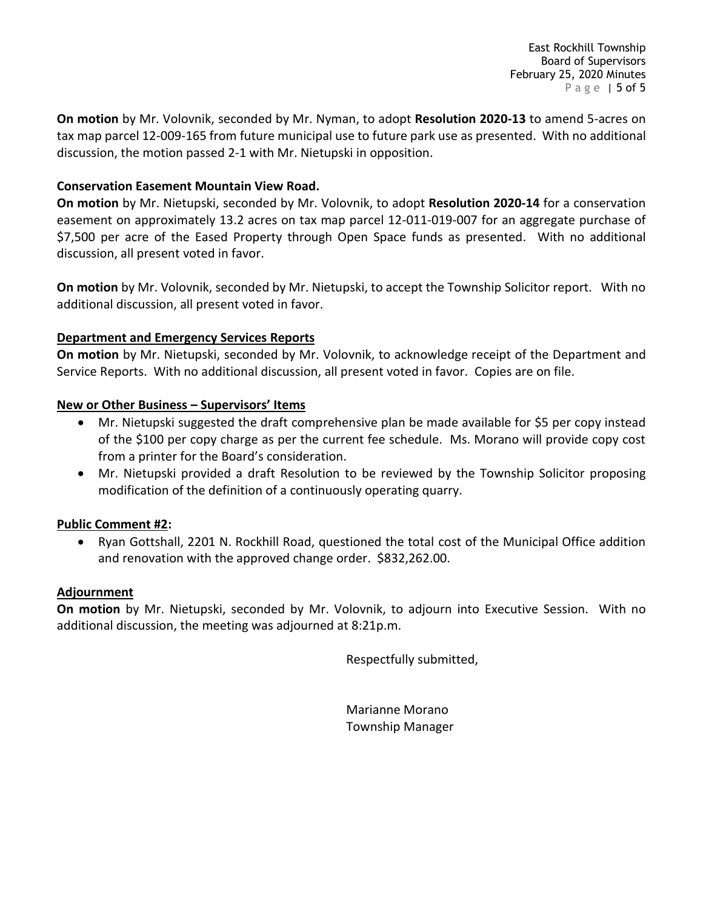**On motion** by Mr. Volovnik, seconded by Mr. Nyman, to adopt **Resolution 2020-13** to amend 5-acres on tax map parcel 12-009-165 from future municipal use to future park use as presented. With no additional discussion, the motion passed 2-1 with Mr. Nietupski in opposition.

**Conservation Easement Mountain View Road.**

**On motion** by Mr. Nietupski, seconded by Mr. Volovnik, to adopt **Resolution 2020-14** for a conservation easement on approximately 13.2 acres on tax map parcel 12-011-019-007 for an aggregate purchase of $7,500 per acre of the Eased Property through Open Space funds as presented. With no additional discussion, all present voted in favor.

**On motion** by Mr. Volovnik, seconded by Mr. Nietupski, to accept the Township Solicitor report. With no additional discussion, all present voted in favor.

**Department and Emergency Services Reports**

**On motion** by Mr. Nietupski, seconded by Mr. Volovnik, to acknowledge receipt of the Department and Service Reports. With no additional discussion, all present voted in favor. Copies are on file.

**New or Other Business – Supervisors' Items**

- Mr. Nietupski suggested the draft comprehensive plan be made available for $5 per copy instead of the $100 per copy charge as per the current fee schedule. Ms. Morano will provide copy cost from a printer for the Board's consideration.
- Mr. Nietupski provided a draft Resolution to be reviewed by the Township Solicitor proposing modification of the definition of a continuously operating quarry.

**Public Comment #2:**

- Ryan Gottshall, 2201 N. Rockhill Road, questioned the total cost of the Municipal Office addition and renovation with the approved change order. $832,262.00.

**Adjournment**

**On motion** by Mr. Nietupski, seconded by Mr. Volovnik, to adjourn into Executive Session. With no additional discussion, the meeting was adjourned at 8:21p.m.

Respectfully submitted,

Marianne Morano
Township Manager